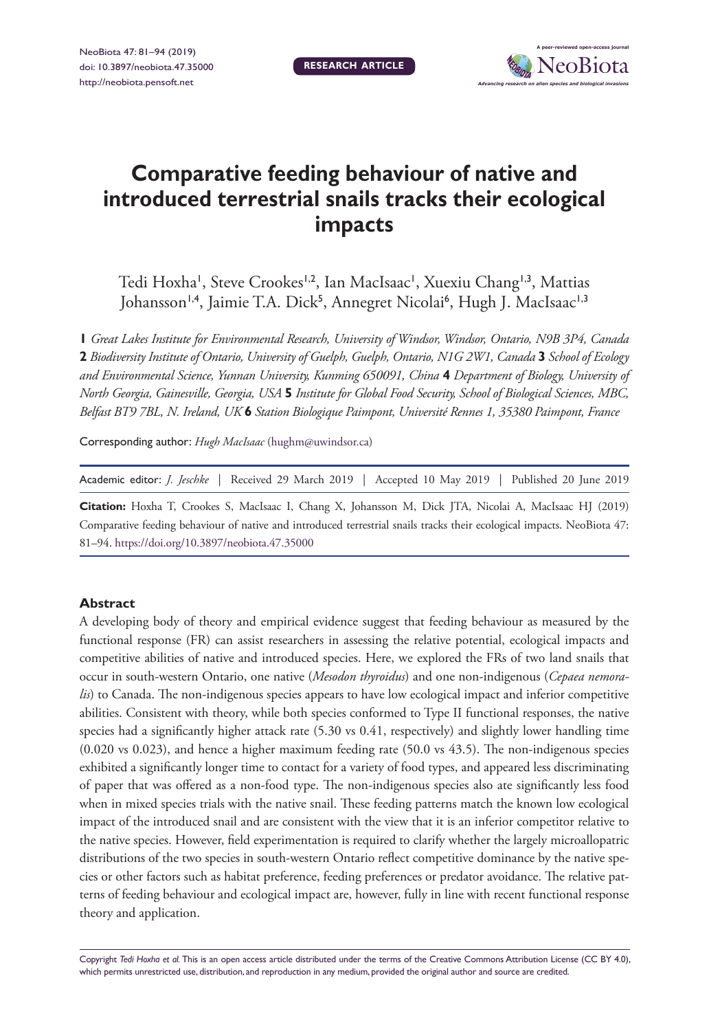RESEARCH ARTICLE

# Comparative feeding behaviour of native and introduced terrestrial snails tracks their ecological impacts

Tedi Hoxha[1], Steve Crookes[1,2], Ian MacIsaac[1], Xuexiu Chang[1,3], Mattias Johansson[1,4], Jaimie T.A. Dick[5], Annegret Nicolai[6], Hugh J. MacIsaac[1,3]

**1** *Great Lakes Institute for Environmental Research, University of Windsor, Windsor, Ontario, N9B 3P4, Canada* **2** *Biodiversity Institute of Ontario, University of Guelph, Guelph, Ontario, N1G 2W1, Canada* **3** *School of Ecology and Environmental Science, Yunnan University, Kunming 650091, China* **4** *Department of Biology, University of North Georgia, Gainesville, Georgia, USA* **5** *Institute for Global Food Security, School of Biological Sciences, MBC, Belfast BT9 7BL, N. Ireland, UK* **6** *Station Biologique Paimpont, Université Rennes 1, 35380 Paimpont, France*

Corresponding author: *Hugh MacIsaac* (hughm@uwindsor.ca)

Academic editor: *J. Jeschke* | Received 29 March 2019 | Accepted 10 May 2019 | Published 20 June 2019

**Citation:** Hoxha T, Crookes S, MacIsaac I, Chang X, Johansson M, Dick JTA, Nicolai A, MacIsaac HJ (2019) Comparative feeding behaviour of native and introduced terrestrial snails tracks their ecological impacts. NeoBiota 47: 81–94. https://doi.org/10.3897/neobiota.47.35000

## Abstract

A developing body of theory and empirical evidence suggest that feeding behaviour as measured by the functional response (FR) can assist researchers in assessing the relative potential, ecological impacts and competitive abilities of native and introduced species. Here, we explored the FRs of two land snails that occur in south-western Ontario, one native (*Mesodon thyroidus*) and one non-indigenous (*Cepaea nemoralis*) to Canada. The non-indigenous species appears to have low ecological impact and inferior competitive abilities. Consistent with theory, while both species conformed to Type II functional responses, the native species had a significantly higher attack rate (5.30 vs 0.41, respectively) and slightly lower handling time (0.020 vs 0.023), and hence a higher maximum feeding rate (50.0 vs 43.5). The non-indigenous species exhibited a significantly longer time to contact for a variety of food types, and appeared less discriminating of paper that was offered as a non-food type. The non-indigenous species also ate significantly less food when in mixed species trials with the native snail. These feeding patterns match the known low ecological impact of the introduced snail and are consistent with the view that it is an inferior competitor relative to the native species. However, field experimentation is required to clarify whether the largely microallopatric distributions of the two species in south-western Ontario reflect competitive dominance by the native species or other factors such as habitat preference, feeding preferences or predator avoidance. The relative patterns of feeding behaviour and ecological impact are, however, fully in line with recent functional response theory and application.

Copyright *Tedi Hoxha et al.* This is an open access article distributed under the terms of the Creative Commons Attribution License (CC BY 4.0), which permits unrestricted use, distribution, and reproduction in any medium, provided the original author and source are credited.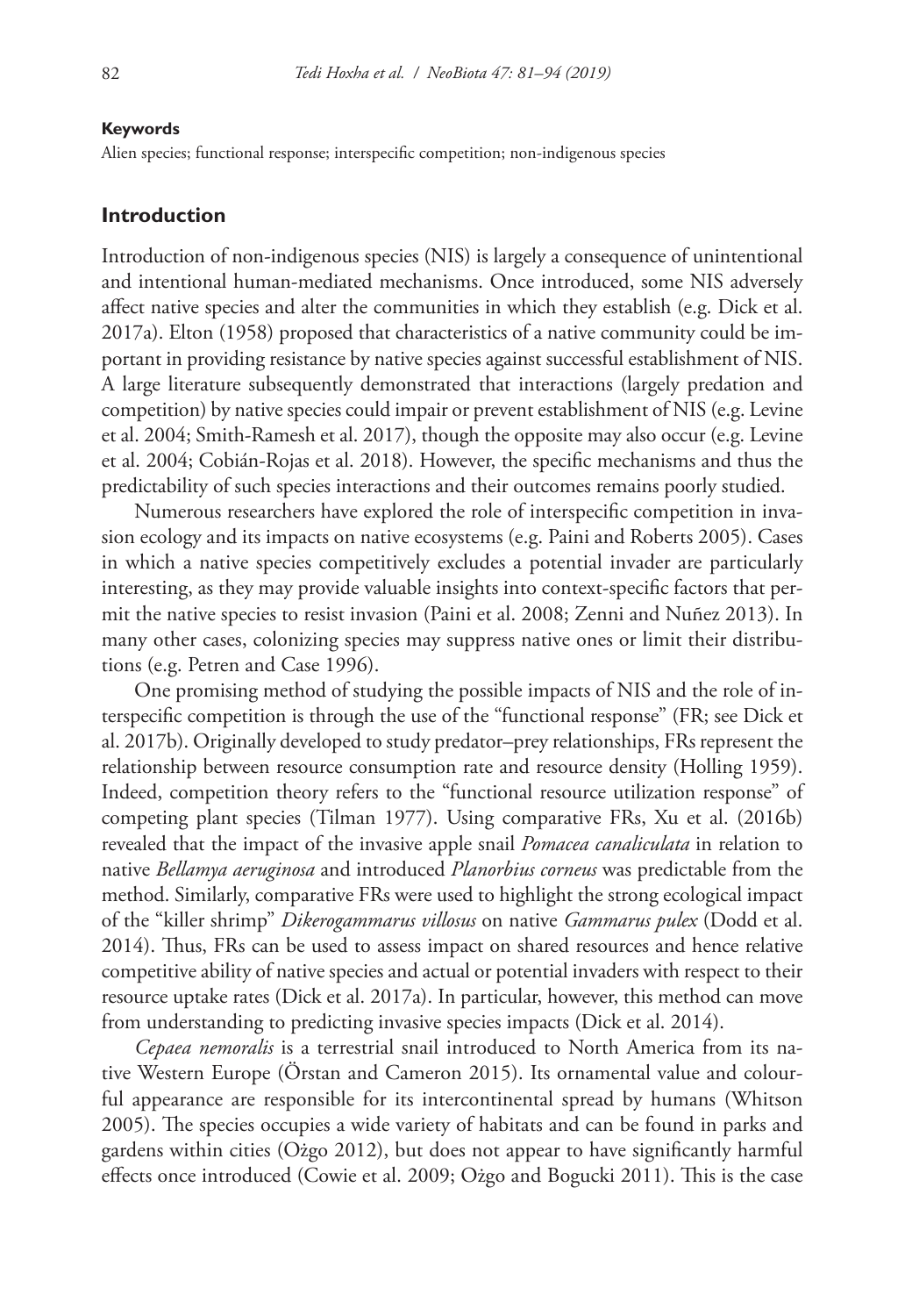**Keywords**

Alien species; functional response; interspecific competition; non-indigenous species

## Introduction

Introduction of non-indigenous species (NIS) is largely a consequence of unintentional and intentional human-mediated mechanisms. Once introduced, some NIS adversely affect native species and alter the communities in which they establish (e.g. Dick et al. 2017a). Elton (1958) proposed that characteristics of a native community could be important in providing resistance by native species against successful establishment of NIS. A large literature subsequently demonstrated that interactions (largely predation and competition) by native species could impair or prevent establishment of NIS (e.g. Levine et al. 2004; Smith-Ramesh et al. 2017), though the opposite may also occur (e.g. Levine et al. 2004; Cobián-Rojas et al. 2018). However, the specific mechanisms and thus the predictability of such species interactions and their outcomes remains poorly studied.

Numerous researchers have explored the role of interspecific competition in invasion ecology and its impacts on native ecosystems (e.g. Paini and Roberts 2005). Cases in which a native species competitively excludes a potential invader are particularly interesting, as they may provide valuable insights into context-specific factors that permit the native species to resist invasion (Paini et al. 2008; Zenni and Nuñez 2013). In many other cases, colonizing species may suppress native ones or limit their distributions (e.g. Petren and Case 1996).

One promising method of studying the possible impacts of NIS and the role of interspecific competition is through the use of the "functional response" (FR; see Dick et al. 2017b). Originally developed to study predator–prey relationships, FRs represent the relationship between resource consumption rate and resource density (Holling 1959). Indeed, competition theory refers to the "functional resource utilization response" of competing plant species (Tilman 1977). Using comparative FRs, Xu et al. (2016b) revealed that the impact of the invasive apple snail *Pomacea canaliculata* in relation to native *Bellamya aeruginosa* and introduced *Planorbius corneus* was predictable from the method. Similarly, comparative FRs were used to highlight the strong ecological impact of the "killer shrimp" *Dikerogammarus villosus* on native *Gammarus pulex* (Dodd et al. 2014). Thus, FRs can be used to assess impact on shared resources and hence relative competitive ability of native species and actual or potential invaders with respect to their resource uptake rates (Dick et al. 2017a). In particular, however, this method can move from understanding to predicting invasive species impacts (Dick et al. 2014).

*Cepaea nemoralis* is a terrestrial snail introduced to North America from its native Western Europe (Örstan and Cameron 2015). Its ornamental value and colourful appearance are responsible for its intercontinental spread by humans (Whitson 2005). The species occupies a wide variety of habitats and can be found in parks and gardens within cities (Ożgo 2012), but does not appear to have significantly harmful effects once introduced (Cowie et al. 2009; Ożgo and Bogucki 2011). This is the case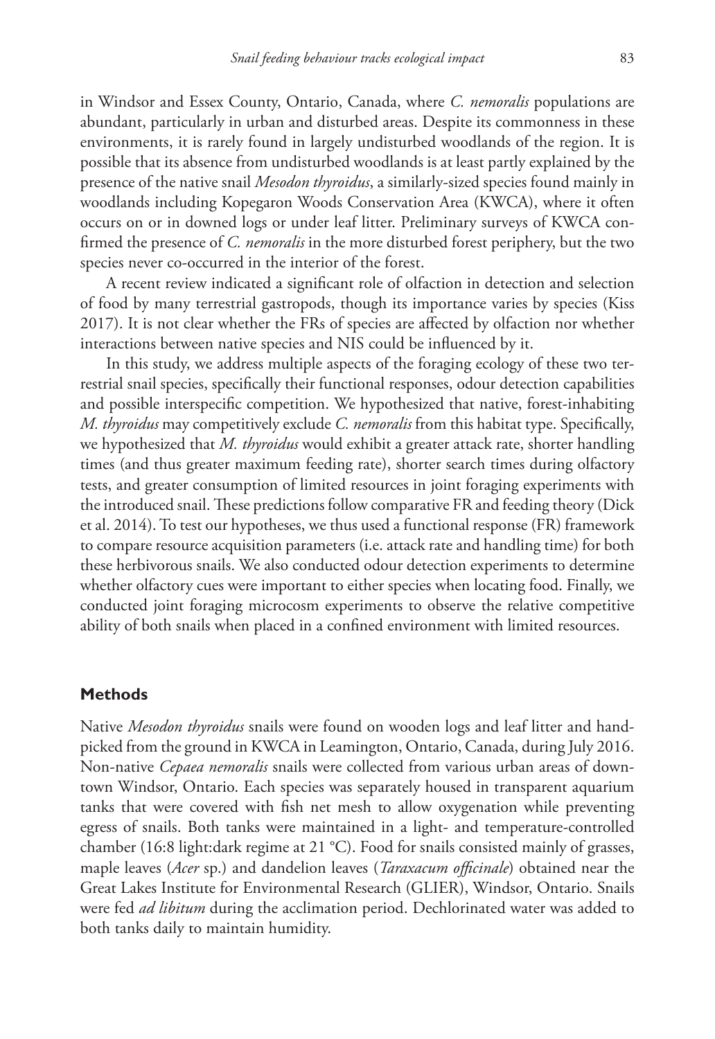in Windsor and Essex County, Ontario, Canada, where *C. nemoralis* populations are abundant, particularly in urban and disturbed areas. Despite its commonness in these environments, it is rarely found in largely undisturbed woodlands of the region. It is possible that its absence from undisturbed woodlands is at least partly explained by the presence of the native snail *Mesodon thyroidus*, a similarly-sized species found mainly in woodlands including Kopegaron Woods Conservation Area (KWCA), where it often occurs on or in downed logs or under leaf litter. Preliminary surveys of KWCA confirmed the presence of *C. nemoralis* in the more disturbed forest periphery, but the two species never co-occurred in the interior of the forest.

A recent review indicated a significant role of olfaction in detection and selection of food by many terrestrial gastropods, though its importance varies by species (Kiss 2017). It is not clear whether the FRs of species are affected by olfaction nor whether interactions between native species and NIS could be influenced by it.

In this study, we address multiple aspects of the foraging ecology of these two terrestrial snail species, specifically their functional responses, odour detection capabilities and possible interspecific competition. We hypothesized that native, forest-inhabiting *M. thyroidus* may competitively exclude *C. nemoralis* from this habitat type. Specifically, we hypothesized that *M. thyroidus* would exhibit a greater attack rate, shorter handling times (and thus greater maximum feeding rate), shorter search times during olfactory tests, and greater consumption of limited resources in joint foraging experiments with the introduced snail. These predictions follow comparative FR and feeding theory (Dick et al. 2014). To test our hypotheses, we thus used a functional response (FR) framework to compare resource acquisition parameters (i.e. attack rate and handling time) for both these herbivorous snails. We also conducted odour detection experiments to determine whether olfactory cues were important to either species when locating food. Finally, we conducted joint foraging microcosm experiments to observe the relative competitive ability of both snails when placed in a confined environment with limited resources.

## Methods

Native *Mesodon thyroidus* snails were found on wooden logs and leaf litter and hand-picked from the ground in KWCA in Leamington, Ontario, Canada, during July 2016. Non-native *Cepaea nemoralis* snails were collected from various urban areas of downtown Windsor, Ontario. Each species was separately housed in transparent aquarium tanks that were covered with fish net mesh to allow oxygenation while preventing egress of snails. Both tanks were maintained in a light- and temperature-controlled chamber (16:8 light:dark regime at 21 °C). Food for snails consisted mainly of grasses, maple leaves (*Acer* sp.) and dandelion leaves (*Taraxacum officinale*) obtained near the Great Lakes Institute for Environmental Research (GLIER), Windsor, Ontario. Snails were fed *ad libitum* during the acclimation period. Dechlorinated water was added to both tanks daily to maintain humidity.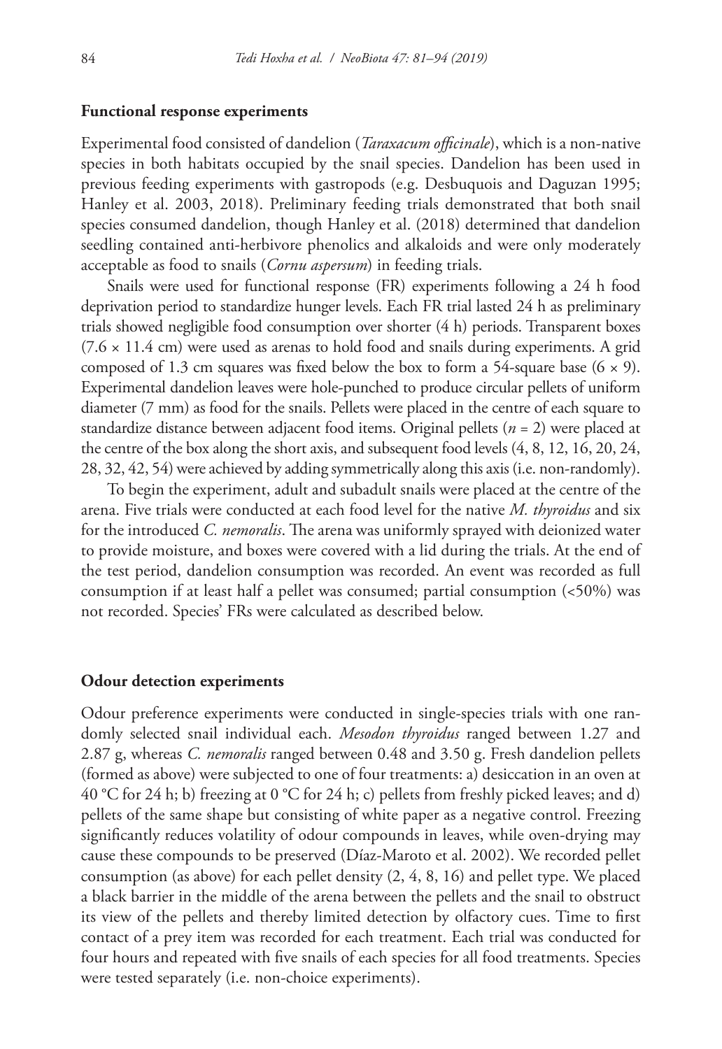### Functional response experiments

Experimental food consisted of dandelion (*Taraxacum officinale*), which is a non-native species in both habitats occupied by the snail species. Dandelion has been used in previous feeding experiments with gastropods (e.g. Desbuquois and Daguzan 1995; Hanley et al. 2003, 2018). Preliminary feeding trials demonstrated that both snail species consumed dandelion, though Hanley et al. (2018) determined that dandelion seedling contained anti-herbivore phenolics and alkaloids and were only moderately acceptable as food to snails (*Cornu aspersum*) in feeding trials.

Snails were used for functional response (FR) experiments following a 24 h food deprivation period to standardize hunger levels. Each FR trial lasted 24 h as preliminary trials showed negligible food consumption over shorter (4 h) periods. Transparent boxes (7.6 × 11.4 cm) were used as arenas to hold food and snails during experiments. A grid composed of 1.3 cm squares was fixed below the box to form a 54-square base (6 × 9). Experimental dandelion leaves were hole-punched to produce circular pellets of uniform diameter (7 mm) as food for the snails. Pellets were placed in the centre of each square to standardize distance between adjacent food items. Original pellets ($n$ = 2) were placed at the centre of the box along the short axis, and subsequent food levels (4, 8, 12, 16, 20, 24, 28, 32, 42, 54) were achieved by adding symmetrically along this axis (i.e. non-randomly).

To begin the experiment, adult and subadult snails were placed at the centre of the arena. Five trials were conducted at each food level for the native *M. thyroidus* and six for the introduced *C. nemoralis*. The arena was uniformly sprayed with deionized water to provide moisture, and boxes were covered with a lid during the trials. At the end of the test period, dandelion consumption was recorded. An event was recorded as full consumption if at least half a pellet was consumed; partial consumption (<50%) was not recorded. Species' FRs were calculated as described below.

### Odour detection experiments

Odour preference experiments were conducted in single-species trials with one randomly selected snail individual each. *Mesodon thyroidus* ranged between 1.27 and 2.87 g, whereas *C. nemoralis* ranged between 0.48 and 3.50 g. Fresh dandelion pellets (formed as above) were subjected to one of four treatments: a) desiccation in an oven at 40 °C for 24 h; b) freezing at 0 °C for 24 h; c) pellets from freshly picked leaves; and d) pellets of the same shape but consisting of white paper as a negative control. Freezing significantly reduces volatility of odour compounds in leaves, while oven-drying may cause these compounds to be preserved (Díaz-Maroto et al. 2002). We recorded pellet consumption (as above) for each pellet density (2, 4, 8, 16) and pellet type. We placed a black barrier in the middle of the arena between the pellets and the snail to obstruct its view of the pellets and thereby limited detection by olfactory cues. Time to first contact of a prey item was recorded for each treatment. Each trial was conducted for four hours and repeated with five snails of each species for all food treatments. Species were tested separately (i.e. non-choice experiments).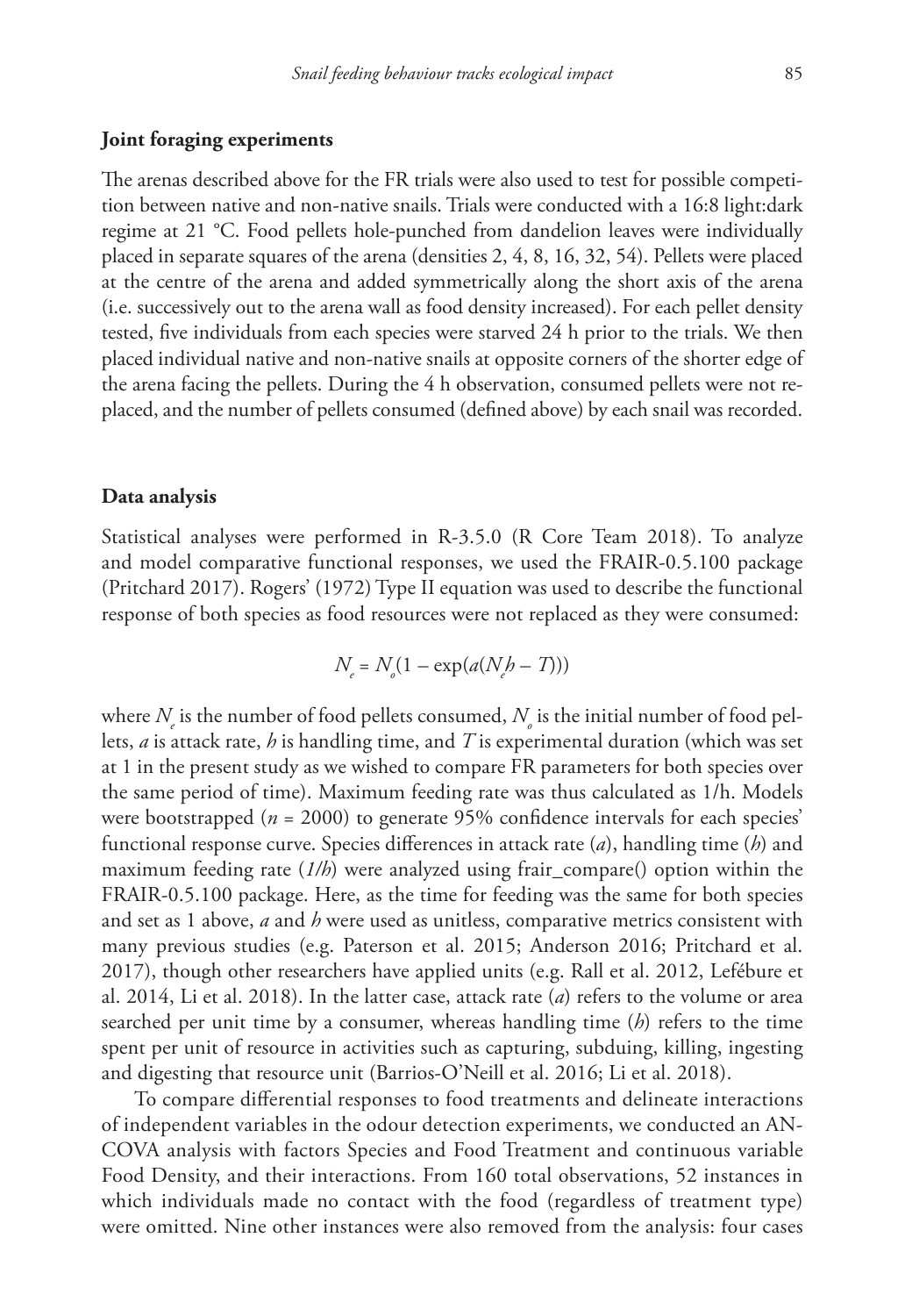### Joint foraging experiments

The arenas described above for the FR trials were also used to test for possible competition between native and non-native snails. Trials were conducted with a 16:8 light:dark regime at 21 °C. Food pellets hole-punched from dandelion leaves were individually placed in separate squares of the arena (densities 2, 4, 8, 16, 32, 54). Pellets were placed at the centre of the arena and added symmetrically along the short axis of the arena (i.e. successively out to the arena wall as food density increased). For each pellet density tested, five individuals from each species were starved 24 h prior to the trials. We then placed individual native and non-native snails at opposite corners of the shorter edge of the arena facing the pellets. During the 4 h observation, consumed pellets were not replaced, and the number of pellets consumed (defined above) by each snail was recorded.

### Data analysis

Statistical analyses were performed in R-3.5.0 (R Core Team 2018). To analyze and model comparative functional responses, we used the FRAIR-0.5.100 package (Pritchard 2017). Rogers' (1972) Type II equation was used to describe the functional response of both species as food resources were not replaced as they were consumed:

$$N_e = N_o(1 - \exp(a(N_e h - T)))$$

where $N_e$ is the number of food pellets consumed, $N_o$ is the initial number of food pellets, $a$ is attack rate, $h$ is handling time, and $T$ is experimental duration (which was set at 1 in the present study as we wished to compare FR parameters for both species over the same period of time). Maximum feeding rate was thus calculated as $1/h$. Models were bootstrapped ($n$ = 2000) to generate 95% confidence intervals for each species' functional response curve. Species differences in attack rate ($a$), handling time ($h$) and maximum feeding rate ($1/h$) were analyzed using frair_compare() option within the FRAIR-0.5.100 package. Here, as the time for feeding was the same for both species and set as 1 above, $a$ and $h$ were used as unitless, comparative metrics consistent with many previous studies (e.g. Paterson et al. 2015; Anderson 2016; Pritchard et al. 2017), though other researchers have applied units (e.g. Rall et al. 2012, Lefébure et al. 2014, Li et al. 2018). In the latter case, attack rate ($a$) refers to the volume or area searched per unit time by a consumer, whereas handling time ($h$) refers to the time spent per unit of resource in activities such as capturing, subduing, killing, ingesting and digesting that resource unit (Barrios-O'Neill et al. 2016; Li et al. 2018).

To compare differential responses to food treatments and delineate interactions of independent variables in the odour detection experiments, we conducted an ANCOVA analysis with factors Species and Food Treatment and continuous variable Food Density, and their interactions. From 160 total observations, 52 instances in which individuals made no contact with the food (regardless of treatment type) were omitted. Nine other instances were also removed from the analysis: four cases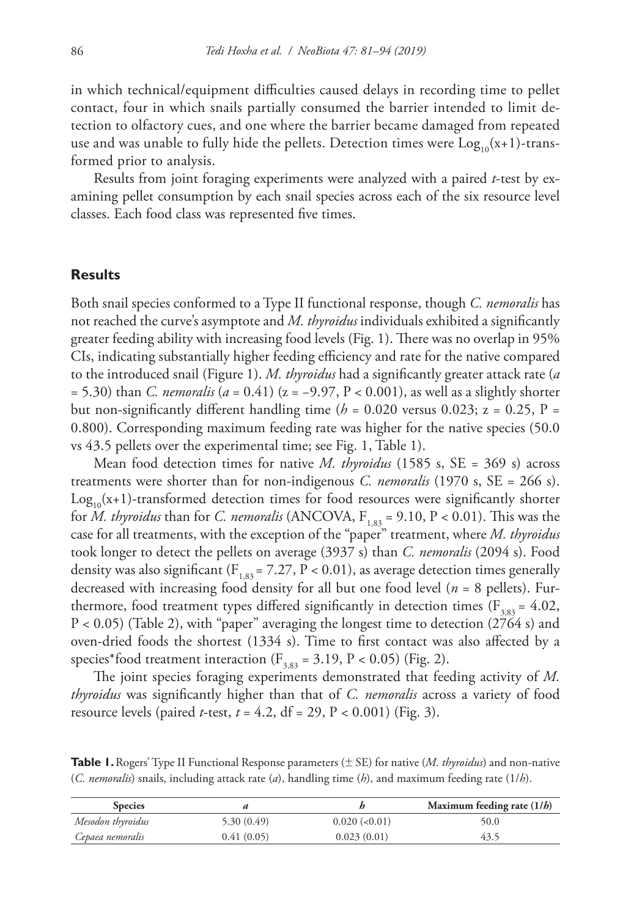in which technical/equipment difficulties caused delays in recording time to pellet contact, four in which snails partially consumed the barrier intended to limit detection to olfactory cues, and one where the barrier became damaged from repeated use and was unable to fully hide the pellets. Detection times were $Log_{10}(x+1)$-transformed prior to analysis.

Results from joint foraging experiments were analyzed with a paired *t*-test by examining pellet consumption by each snail species across each of the six resource level classes. Each food class was represented five times.

## Results

Both snail species conformed to a Type II functional response, though *C. nemoralis* has not reached the curve's asymptote and *M. thyroidus* individuals exhibited a significantly greater feeding ability with increasing food levels (Fig. 1). There was no overlap in 95% CIs, indicating substantially higher feeding efficiency and rate for the native compared to the introduced snail (Figure 1). *M. thyroidus* had a significantly greater attack rate ($a = 5.30$) than *C. nemoralis* ($a = 0.41$) ($z = -9.97$, $P < 0.001$), as well as a slightly shorter but non-significantly different handling time ($h = 0.020$ versus $0.023$; $z = 0.25$, $P = 0.800$). Corresponding maximum feeding rate was higher for the native species (50.0 vs 43.5 pellets over the experimental time; see Fig. 1, Table 1).

Mean food detection times for native *M. thyroidus* (1585 s, SE = 369 s) across treatments were shorter than for non-indigenous *C. nemoralis* (1970 s, SE = 266 s). $Log_{10}(x+1)$-transformed detection times for food resources were significantly shorter for *M. thyroidus* than for *C. nemoralis* (ANCOVA, $F_{1,83} = 9.10$, $P < 0.01$). This was the case for all treatments, with the exception of the "paper" treatment, where *M. thyroidus* took longer to detect the pellets on average (3937 s) than *C. nemoralis* (2094 s). Food density was also significant ($F_{1,83} = 7.27$, $P < 0.01$), as average detection times generally decreased with increasing food density for all but one food level ($n = 8$ pellets). Furthermore, food treatment types differed significantly in detection times ($F_{3,83} = 4.02$, $P < 0.05$) (Table 2), with "paper" averaging the longest time to detection (2764 s) and oven-dried foods the shortest (1334 s). Time to first contact was also affected by a species*food treatment interaction ($F_{3,83} = 3.19$, $P < 0.05$) (Fig. 2).

The joint species foraging experiments demonstrated that feeding activity of *M. thyroidus* was significantly higher than that of *C. nemoralis* across a variety of food resource levels (paired *t*-test, $t = 4.2$, df = 29, $P < 0.001$) (Fig. 3).

**Table 1.** Rogers' Type II Functional Response parameters (± SE) for native (*M. thyroidus*) and non-native (*C. nemoralis*) snails, including attack rate (*a*), handling time (*h*), and maximum feeding rate (1/*h*).

| Species | *a* | *h* | Maximum feeding rate (1/*h*) |
|---|---|---|---|
| *Mesodon thyroidus* | 5.30 (0.49) | 0.020 (<0.01) | 50.0 |
| *Cepaea nemoralis* | 0.41 (0.05) | 0.023 (0.01) | 43.5 |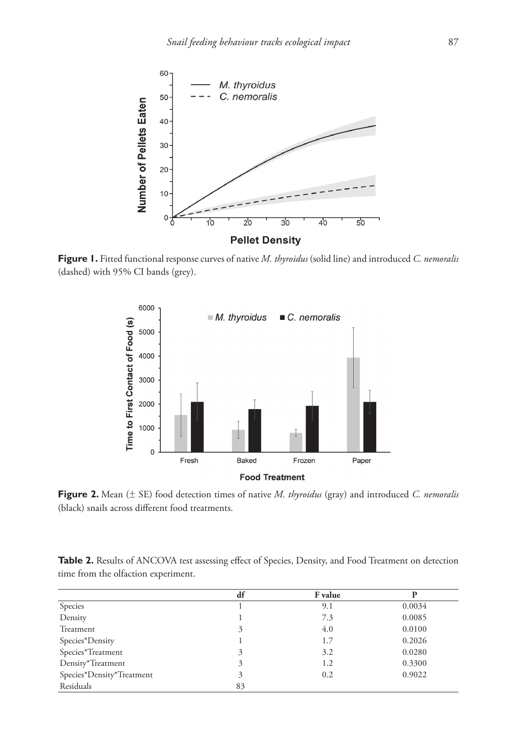**Figure 1.** Fitted functional response curves of native *M. thyroidus* (solid line) and introduced *C. nemoralis* (dashed) with 95% CI bands (grey).

**Figure 2.** Mean (± SE) food detection times of native *M. thyroidus* (gray) and introduced *C. nemoralis* (black) snails across different food treatments.

**Table 2.** Results of ANCOVA test assessing effect of Species, Density, and Food Treatment on detection time from the olfaction experiment.

| | df | F value | P |
|---|---|---|---|
| Species | 1 | 9.1 | 0.0034 |
| Density | 1 | 7.3 | 0.0085 |
| Treatment | 3 | 4.0 | 0.0100 |
| Species*Density | 1 | 1.7 | 0.2026 |
| Species*Treatment | 3 | 3.2 | 0.0280 |
| Density*Treatment | 3 | 1.2 | 0.3300 |
| Species*Density*Treatment | 3 | 0.2 | 0.9022 |
| Residuals | 83 | | |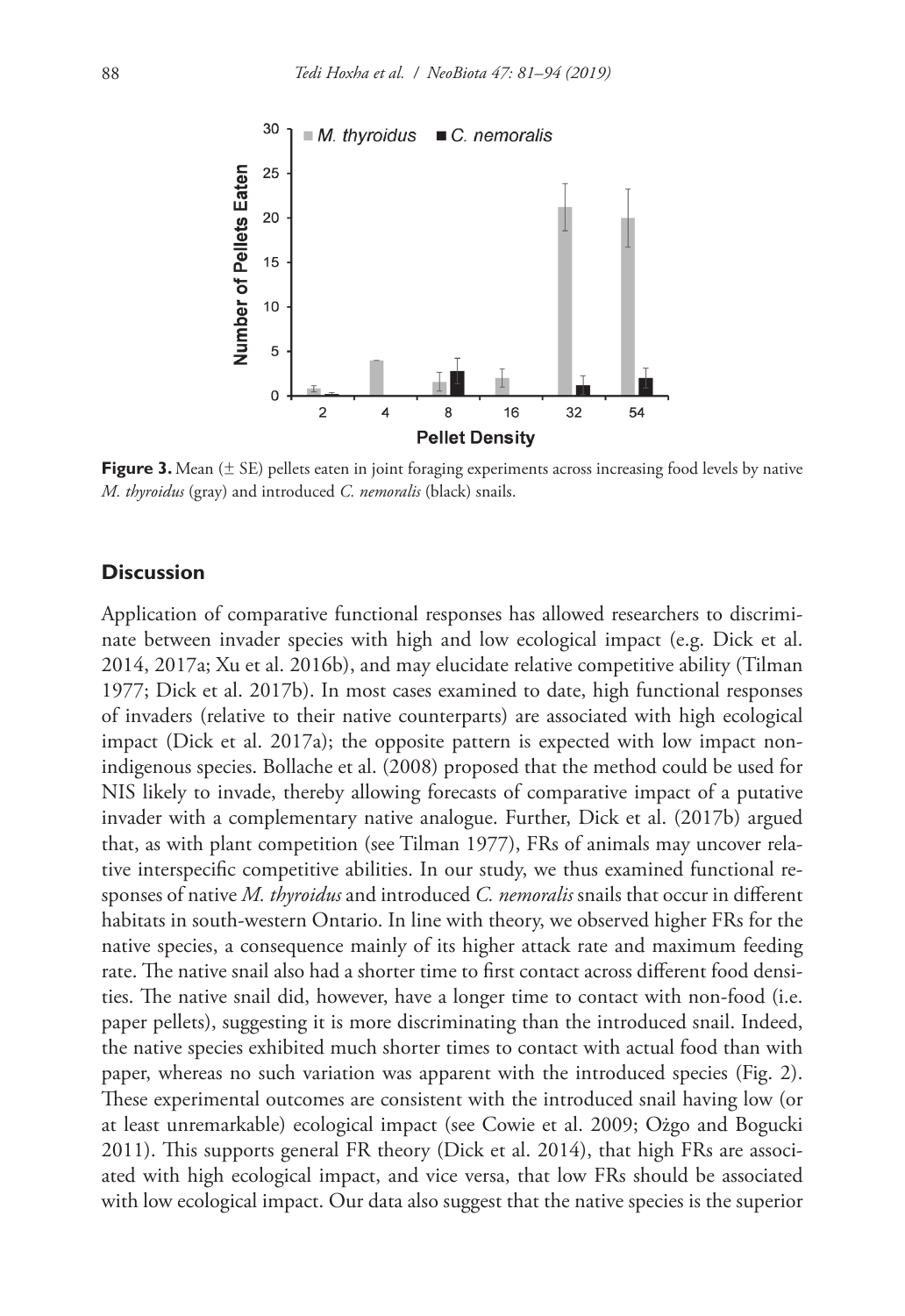**Figure 3.** Mean (± SE) pellets eaten in joint foraging experiments across increasing food levels by native *M. thyroidus* (gray) and introduced *C. nemoralis* (black) snails.

## Discussion

Application of comparative functional responses has allowed researchers to discriminate between invader species with high and low ecological impact (e.g. Dick et al. 2014, 2017a; Xu et al. 2016b), and may elucidate relative competitive ability (Tilman 1977; Dick et al. 2017b). In most cases examined to date, high functional responses of invaders (relative to their native counterparts) are associated with high ecological impact (Dick et al. 2017a); the opposite pattern is expected with low impact non-indigenous species. Bollache et al. (2008) proposed that the method could be used for NIS likely to invade, thereby allowing forecasts of comparative impact of a putative invader with a complementary native analogue. Further, Dick et al. (2017b) argued that, as with plant competition (see Tilman 1977), FRs of animals may uncover relative interspecific competitive abilities. In our study, we thus examined functional responses of native *M. thyroidus* and introduced *C. nemoralis* snails that occur in different habitats in south-western Ontario. In line with theory, we observed higher FRs for the native species, a consequence mainly of its higher attack rate and maximum feeding rate. The native snail also had a shorter time to first contact across different food densities. The native snail did, however, have a longer time to contact with non-food (i.e. paper pellets), suggesting it is more discriminating than the introduced snail. Indeed, the native species exhibited much shorter times to contact with actual food than with paper, whereas no such variation was apparent with the introduced species (Fig. 2). These experimental outcomes are consistent with the introduced snail having low (or at least unremarkable) ecological impact (see Cowie et al. 2009; Ożgo and Bogucki 2011). This supports general FR theory (Dick et al. 2014), that high FRs are associated with high ecological impact, and vice versa, that low FRs should be associated with low ecological impact. Our data also suggest that the native species is the superior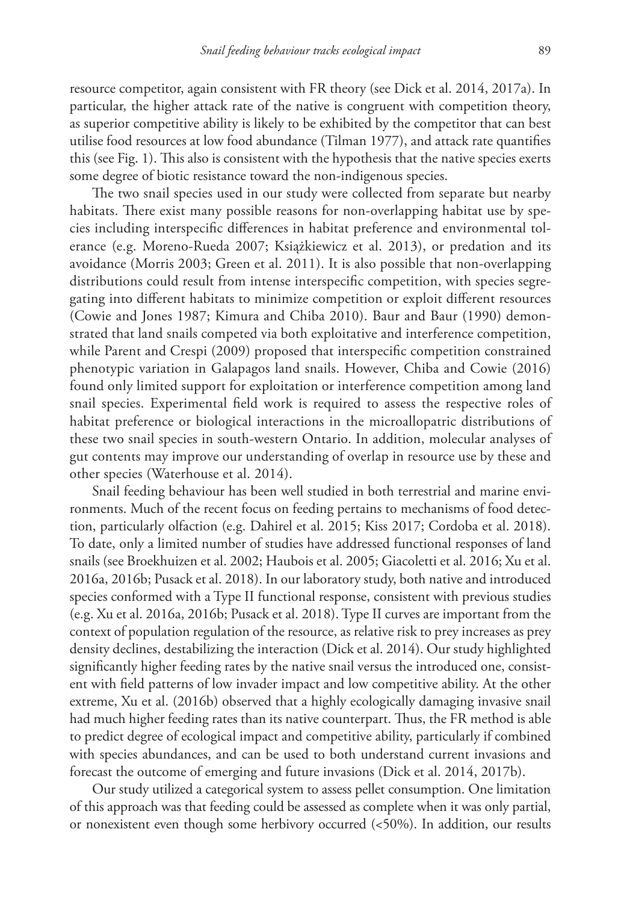resource competitor, again consistent with FR theory (see Dick et al. 2014, 2017a). In particular, the higher attack rate of the native is congruent with competition theory, as superior competitive ability is likely to be exhibited by the competitor that can best utilise food resources at low food abundance (Tilman 1977), and attack rate quantifies this (see Fig. 1). This also is consistent with the hypothesis that the native species exerts some degree of biotic resistance toward the non-indigenous species.

The two snail species used in our study were collected from separate but nearby habitats. There exist many possible reasons for non-overlapping habitat use by species including interspecific differences in habitat preference and environmental tolerance (e.g. Moreno-Rueda 2007; Książkiewicz et al. 2013), or predation and its avoidance (Morris 2003; Green et al. 2011). It is also possible that non-overlapping distributions could result from intense interspecific competition, with species segregating into different habitats to minimize competition or exploit different resources (Cowie and Jones 1987; Kimura and Chiba 2010). Baur and Baur (1990) demonstrated that land snails competed via both exploitative and interference competition, while Parent and Crespi (2009) proposed that interspecific competition constrained phenotypic variation in Galapagos land snails. However, Chiba and Cowie (2016) found only limited support for exploitation or interference competition among land snail species. Experimental field work is required to assess the respective roles of habitat preference or biological interactions in the microallopatric distributions of these two snail species in south-western Ontario. In addition, molecular analyses of gut contents may improve our understanding of overlap in resource use by these and other species (Waterhouse et al. 2014).

Snail feeding behaviour has been well studied in both terrestrial and marine environments. Much of the recent focus on feeding pertains to mechanisms of food detection, particularly olfaction (e.g. Dahirel et al. 2015; Kiss 2017; Cordoba et al. 2018). To date, only a limited number of studies have addressed functional responses of land snails (see Broekhuizen et al. 2002; Haubois et al. 2005; Giacoletti et al. 2016; Xu et al. 2016a, 2016b; Pusack et al. 2018). In our laboratory study, both native and introduced species conformed with a Type II functional response, consistent with previous studies (e.g. Xu et al. 2016a, 2016b; Pusack et al. 2018). Type II curves are important from the context of population regulation of the resource, as relative risk to prey increases as prey density declines, destabilizing the interaction (Dick et al. 2014). Our study highlighted significantly higher feeding rates by the native snail versus the introduced one, consistent with field patterns of low invader impact and low competitive ability. At the other extreme, Xu et al. (2016b) observed that a highly ecologically damaging invasive snail had much higher feeding rates than its native counterpart. Thus, the FR method is able to predict degree of ecological impact and competitive ability, particularly if combined with species abundances, and can be used to both understand current invasions and forecast the outcome of emerging and future invasions (Dick et al. 2014, 2017b).

Our study utilized a categorical system to assess pellet consumption. One limitation of this approach was that feeding could be assessed as complete when it was only partial, or nonexistent even though some herbivory occurred (<50%). In addition, our results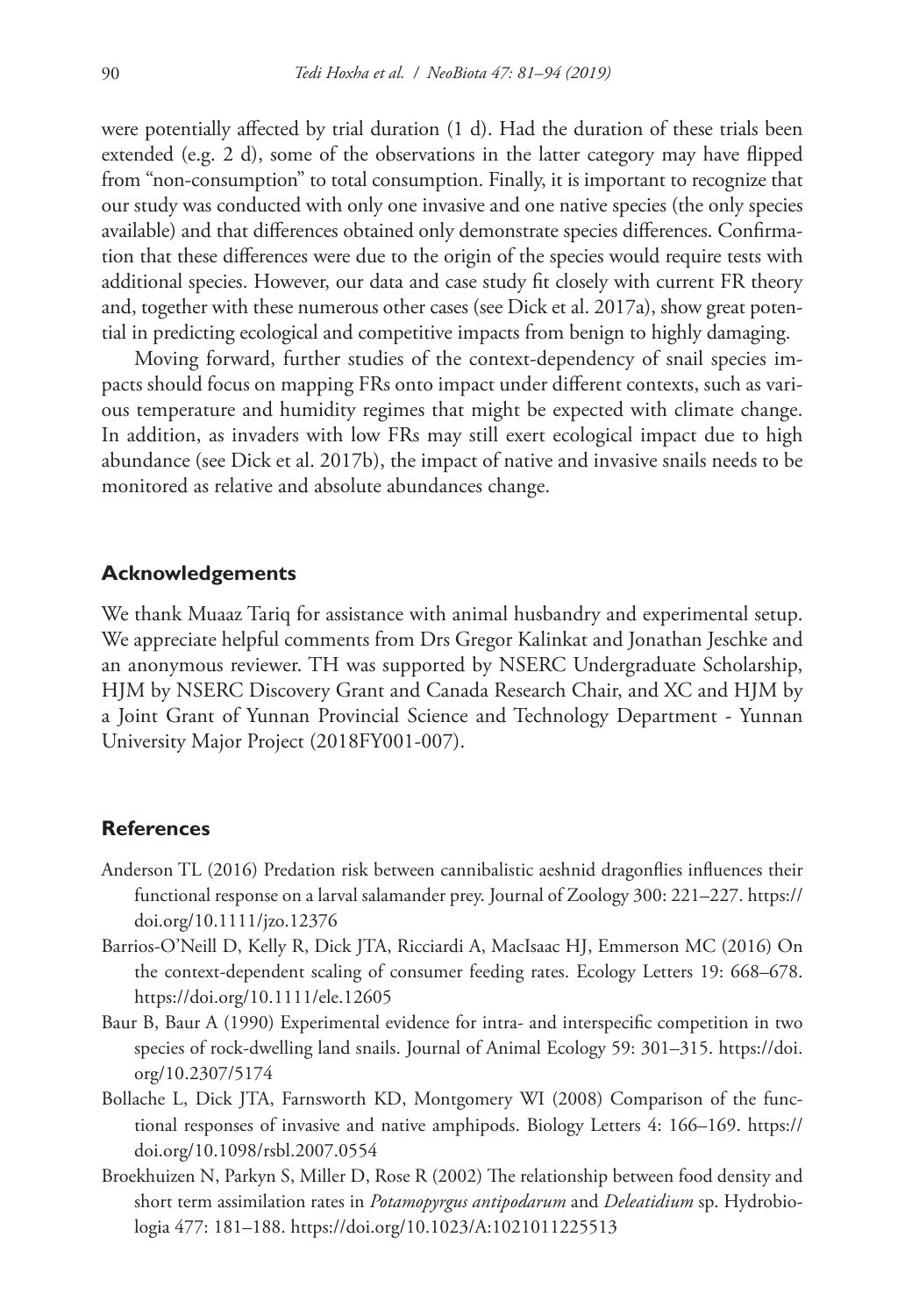were potentially affected by trial duration (1 d). Had the duration of these trials been extended (e.g. 2 d), some of the observations in the latter category may have flipped from "non-consumption" to total consumption. Finally, it is important to recognize that our study was conducted with only one invasive and one native species (the only species available) and that differences obtained only demonstrate species differences. Confirmation that these differences were due to the origin of the species would require tests with additional species. However, our data and case study fit closely with current FR theory and, together with these numerous other cases (see Dick et al. 2017a), show great potential in predicting ecological and competitive impacts from benign to highly damaging.

Moving forward, further studies of the context-dependency of snail species impacts should focus on mapping FRs onto impact under different contexts, such as various temperature and humidity regimes that might be expected with climate change. In addition, as invaders with low FRs may still exert ecological impact due to high abundance (see Dick et al. 2017b), the impact of native and invasive snails needs to be monitored as relative and absolute abundances change.

## Acknowledgements

We thank Muaaz Tariq for assistance with animal husbandry and experimental setup. We appreciate helpful comments from Drs Gregor Kalinkat and Jonathan Jeschke and an anonymous reviewer. TH was supported by NSERC Undergraduate Scholarship, HJM by NSERC Discovery Grant and Canada Research Chair, and XC and HJM by a Joint Grant of Yunnan Provincial Science and Technology Department - Yunnan University Major Project (2018FY001-007).

## References

Anderson TL (2016) Predation risk between cannibalistic aeshnid dragonflies influences their functional response on a larval salamander prey. Journal of Zoology 300: 221–227. https://doi.org/10.1111/jzo.12376

Barrios-O'Neill D, Kelly R, Dick JTA, Ricciardi A, MacIsaac HJ, Emmerson MC (2016) On the context-dependent scaling of consumer feeding rates. Ecology Letters 19: 668–678. https://doi.org/10.1111/ele.12605

Baur B, Baur A (1990) Experimental evidence for intra- and interspecific competition in two species of rock-dwelling land snails. Journal of Animal Ecology 59: 301–315. https://doi.org/10.2307/5174

Bollache L, Dick JTA, Farnsworth KD, Montgomery WI (2008) Comparison of the functional responses of invasive and native amphipods. Biology Letters 4: 166–169. https://doi.org/10.1098/rsbl.2007.0554

Broekhuizen N, Parkyn S, Miller D, Rose R (2002) The relationship between food density and short term assimilation rates in *Potamopyrgus antipodarum* and *Deleatidium* sp. Hydrobiologia 477: 181–188. https://doi.org/10.1023/A:1021011225513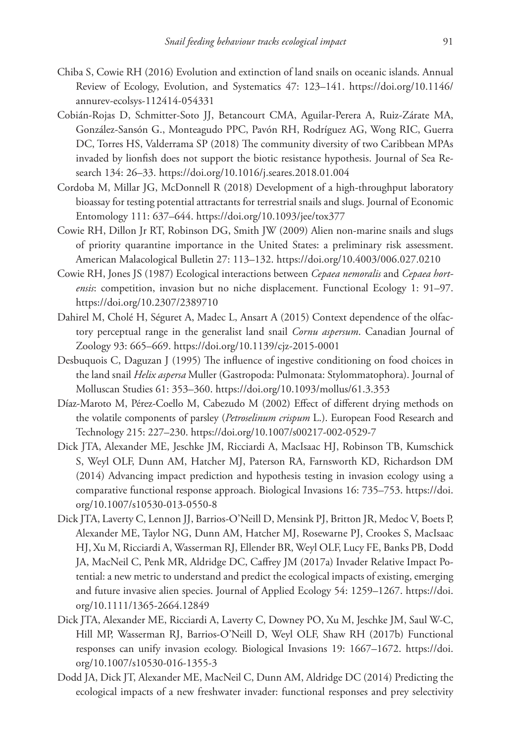Chiba S, Cowie RH (2016) Evolution and extinction of land snails on oceanic islands. Annual Review of Ecology, Evolution, and Systematics 47: 123–141. https://doi.org/10.1146/annurev-ecolsys-112414-054331

Cobián-Rojas D, Schmitter-Soto JJ, Betancourt CMA, Aguilar-Perera A, Ruiz-Zárate MA, González-Sansón G., Monteagudo PPC, Pavón RH, Rodríguez AG, Wong RIC, Guerra DC, Torres HS, Valderrama SP (2018) The community diversity of two Caribbean MPAs invaded by lionfish does not support the biotic resistance hypothesis. Journal of Sea Research 134: 26–33. https://doi.org/10.1016/j.seares.2018.01.004

Cordoba M, Millar JG, McDonnell R (2018) Development of a high-throughput laboratory bioassay for testing potential attractants for terrestrial snails and slugs. Journal of Economic Entomology 111: 637–644. https://doi.org/10.1093/jee/tox377

Cowie RH, Dillon Jr RT, Robinson DG, Smith JW (2009) Alien non-marine snails and slugs of priority quarantine importance in the United States: a preliminary risk assessment. American Malacological Bulletin 27: 113–132. https://doi.org/10.4003/006.027.0210

Cowie RH, Jones JS (1987) Ecological interactions between *Cepaea nemoralis* and *Cepaea hortensis*: competition, invasion but no niche displacement. Functional Ecology 1: 91–97. https://doi.org/10.2307/2389710

Dahirel M, Cholé H, Séguret A, Madec L, Ansart A (2015) Context dependence of the olfactory perceptual range in the generalist land snail *Cornu aspersum*. Canadian Journal of Zoology 93: 665–669. https://doi.org/10.1139/cjz-2015-0001

Desbuquois C, Daguzan J (1995) The influence of ingestive conditioning on food choices in the land snail *Helix aspersa* Muller (Gastropoda: Pulmonata: Stylommatophora). Journal of Molluscan Studies 61: 353–360. https://doi.org/10.1093/mollus/61.3.353

Díaz-Maroto M, Pérez-Coello M, Cabezudo M (2002) Effect of different drying methods on the volatile components of parsley (*Petroselinum crispum* L.). European Food Research and Technology 215: 227–230. https://doi.org/10.1007/s00217-002-0529-7

Dick JTA, Alexander ME, Jeschke JM, Ricciardi A, MacIsaac HJ, Robinson TB, Kumschick S, Weyl OLF, Dunn AM, Hatcher MJ, Paterson RA, Farnsworth KD, Richardson DM (2014) Advancing impact prediction and hypothesis testing in invasion ecology using a comparative functional response approach. Biological Invasions 16: 735–753. https://doi.org/10.1007/s10530-013-0550-8

Dick JTA, Laverty C, Lennon JJ, Barrios-O'Neill D, Mensink PJ, Britton JR, Medoc V, Boets P, Alexander ME, Taylor NG, Dunn AM, Hatcher MJ, Rosewarne PJ, Crookes S, MacIsaac HJ, Xu M, Ricciardi A, Wasserman RJ, Ellender BR, Weyl OLF, Lucy FE, Banks PB, Dodd JA, MacNeil C, Penk MR, Aldridge DC, Caffrey JM (2017a) Invader Relative Impact Potential: a new metric to understand and predict the ecological impacts of existing, emerging and future invasive alien species. Journal of Applied Ecology 54: 1259–1267. https://doi.org/10.1111/1365-2664.12849

Dick JTA, Alexander ME, Ricciardi A, Laverty C, Downey PO, Xu M, Jeschke JM, Saul W-C, Hill MP, Wasserman RJ, Barrios-O'Neill D, Weyl OLF, Shaw RH (2017b) Functional responses can unify invasion ecology. Biological Invasions 19: 1667–1672. https://doi.org/10.1007/s10530-016-1355-3

Dodd JA, Dick JT, Alexander ME, MacNeil C, Dunn AM, Aldridge DC (2014) Predicting the ecological impacts of a new freshwater invader: functional responses and prey selectivity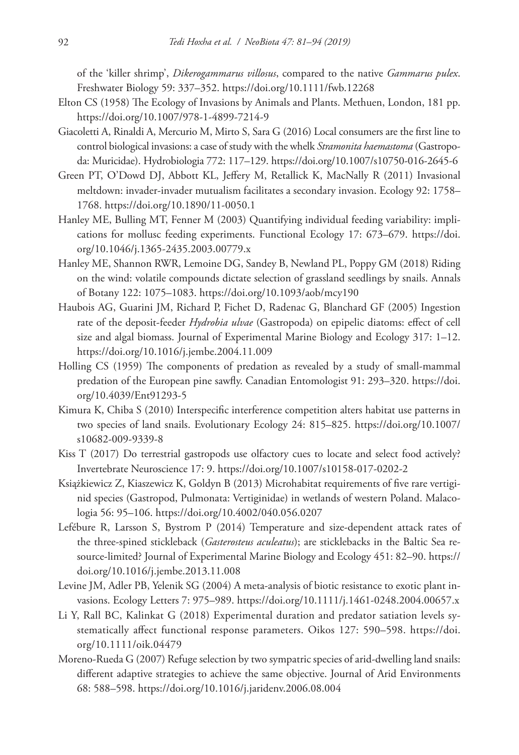of the 'killer shrimp', *Dikerogammarus villosus*, compared to the native *Gammarus pulex*. Freshwater Biology 59: 337–352. https://doi.org/10.1111/fwb.12268

Elton CS (1958) The Ecology of Invasions by Animals and Plants. Methuen, London, 181 pp. https://doi.org/10.1007/978-1-4899-7214-9

Giacoletti A, Rinaldi A, Mercurio M, Mirto S, Sara G (2016) Local consumers are the first line to control biological invasions: a case of study with the whelk *Stramonita haemastoma* (Gastropoda: Muricidae). Hydrobiologia 772: 117–129. https://doi.org/10.1007/s10750-016-2645-6

Green PT, O'Dowd DJ, Abbott KL, Jeffery M, Retallick K, MacNally R (2011) Invasional meltdown: invader-invader mutualism facilitates a secondary invasion. Ecology 92: 1758–1768. https://doi.org/10.1890/11-0050.1

Hanley ME, Bulling MT, Fenner M (2003) Quantifying individual feeding variability: implications for mollusc feeding experiments. Functional Ecology 17: 673–679. https://doi.org/10.1046/j.1365-2435.2003.00779.x

Hanley ME, Shannon RWR, Lemoine DG, Sandey B, Newland PL, Poppy GM (2018) Riding on the wind: volatile compounds dictate selection of grassland seedlings by snails. Annals of Botany 122: 1075–1083. https://doi.org/10.1093/aob/mcy190

Haubois AG, Guarini JM, Richard P, Fichet D, Radenac G, Blanchard GF (2005) Ingestion rate of the deposit-feeder *Hydrobia ulvae* (Gastropoda) on epipelic diatoms: effect of cell size and algal biomass. Journal of Experimental Marine Biology and Ecology 317: 1–12. https://doi.org/10.1016/j.jembe.2004.11.009

Holling CS (1959) The components of predation as revealed by a study of small-mammal predation of the European pine sawfly. Canadian Entomologist 91: 293–320. https://doi.org/10.4039/Ent91293-5

Kimura K, Chiba S (2010) Interspecific interference competition alters habitat use patterns in two species of land snails. Evolutionary Ecology 24: 815–825. https://doi.org/10.1007/s10682-009-9339-8

Kiss T (2017) Do terrestrial gastropods use olfactory cues to locate and select food actively? Invertebrate Neuroscience 17: 9. https://doi.org/10.1007/s10158-017-0202-2

Książkiewicz Z, Kiaszewicz K, Goldyn B (2013) Microhabitat requirements of five rare vertiginid species (Gastropod, Pulmonata: Vertiginidae) in wetlands of western Poland. Malacologia 56: 95–106. https://doi.org/10.4002/040.056.0207

Lefébure R, Larsson S, Bystrom P (2014) Temperature and size-dependent attack rates of the three-spined stickleback (*Gasterosteus aculeatus*); are sticklebacks in the Baltic Sea resource-limited? Journal of Experimental Marine Biology and Ecology 451: 82–90. https://doi.org/10.1016/j.jembe.2013.11.008

Levine JM, Adler PB, Yelenik SG (2004) A meta-analysis of biotic resistance to exotic plant invasions. Ecology Letters 7: 975–989. https://doi.org/10.1111/j.1461-0248.2004.00657.x

Li Y, Rall BC, Kalinkat G (2018) Experimental duration and predator satiation levels systematically affect functional response parameters. Oikos 127: 590–598. https://doi.org/10.1111/oik.04479

Moreno-Rueda G (2007) Refuge selection by two sympatric species of arid-dwelling land snails: different adaptive strategies to achieve the same objective. Journal of Arid Environments 68: 588–598. https://doi.org/10.1016/j.jaridenv.2006.08.004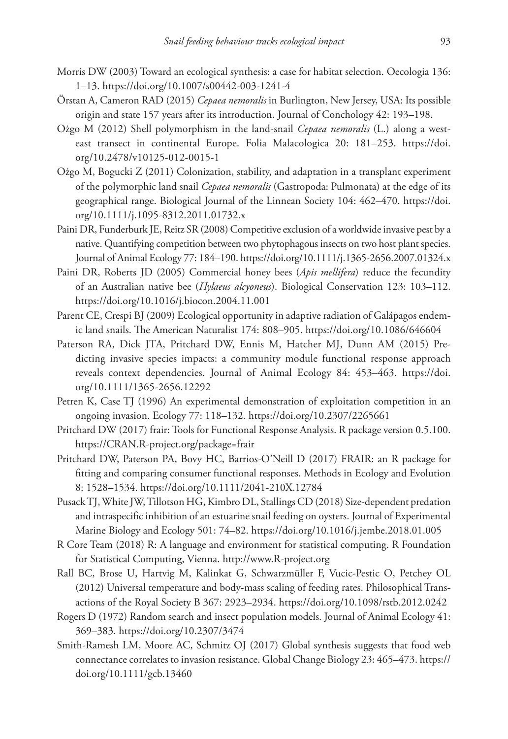Morris DW (2003) Toward an ecological synthesis: a case for habitat selection. Oecologia 136: 1–13. https://doi.org/10.1007/s00442-003-1241-4

Örstan A, Cameron RAD (2015) *Cepaea nemoralis* in Burlington, New Jersey, USA: Its possible origin and state 157 years after its introduction. Journal of Conchology 42: 193–198.

Ożgo M (2012) Shell polymorphism in the land-snail *Cepaea nemoralis* (L.) along a west-east transect in continental Europe. Folia Malacologica 20: 181–253. https://doi.org/10.2478/v10125-012-0015-1

Ożgo M, Bogucki Z (2011) Colonization, stability, and adaptation in a transplant experiment of the polymorphic land snail *Cepaea nemoralis* (Gastropoda: Pulmonata) at the edge of its geographical range. Biological Journal of the Linnean Society 104: 462–470. https://doi.org/10.1111/j.1095-8312.2011.01732.x

Paini DR, Funderburk JE, Reitz SR (2008) Competitive exclusion of a worldwide invasive pest by a native. Quantifying competition between two phytophagous insects on two host plant species. Journal of Animal Ecology 77: 184–190. https://doi.org/10.1111/j.1365-2656.2007.01324.x

Paini DR, Roberts JD (2005) Commercial honey bees (*Apis mellifera*) reduce the fecundity of an Australian native bee (*Hylaeus alcyoneus*). Biological Conservation 123: 103–112. https://doi.org/10.1016/j.biocon.2004.11.001

Parent CE, Crespi BJ (2009) Ecological opportunity in adaptive radiation of Galápagos endemic land snails. The American Naturalist 174: 808–905. https://doi.org/10.1086/646604

Paterson RA, Dick JTA, Pritchard DW, Ennis M, Hatcher MJ, Dunn AM (2015) Predicting invasive species impacts: a community module functional response approach reveals context dependencies. Journal of Animal Ecology 84: 453–463. https://doi.org/10.1111/1365-2656.12292

Petren K, Case TJ (1996) An experimental demonstration of exploitation competition in an ongoing invasion. Ecology 77: 118–132. https://doi.org/10.2307/2265661

Pritchard DW (2017) frair: Tools for Functional Response Analysis. R package version 0.5.100. https://CRAN.R-project.org/package=frair

Pritchard DW, Paterson PA, Bovy HC, Barrios-O'Neill D (2017) FRAIR: an R package for fitting and comparing consumer functional responses. Methods in Ecology and Evolution 8: 1528–1534. https://doi.org/10.1111/2041-210X.12784

Pusack TJ, White JW, Tillotson HG, Kimbro DL, Stallings CD (2018) Size-dependent predation and intraspecific inhibition of an estuarine snail feeding on oysters. Journal of Experimental Marine Biology and Ecology 501: 74–82. https://doi.org/10.1016/j.jembe.2018.01.005

R Core Team (2018) R: A language and environment for statistical computing. R Foundation for Statistical Computing, Vienna. http://www.R-project.org

Rall BC, Brose U, Hartvig M, Kalinkat G, Schwarzmüller F, Vucic-Pestic O, Petchey OL (2012) Universal temperature and body-mass scaling of feeding rates. Philosophical Transactions of the Royal Society B 367: 2923–2934. https://doi.org/10.1098/rstb.2012.0242

Rogers D (1972) Random search and insect population models. Journal of Animal Ecology 41: 369–383. https://doi.org/10.2307/3474

Smith-Ramesh LM, Moore AC, Schmitz OJ (2017) Global synthesis suggests that food web connectance correlates to invasion resistance. Global Change Biology 23: 465–473. https://doi.org/10.1111/gcb.13460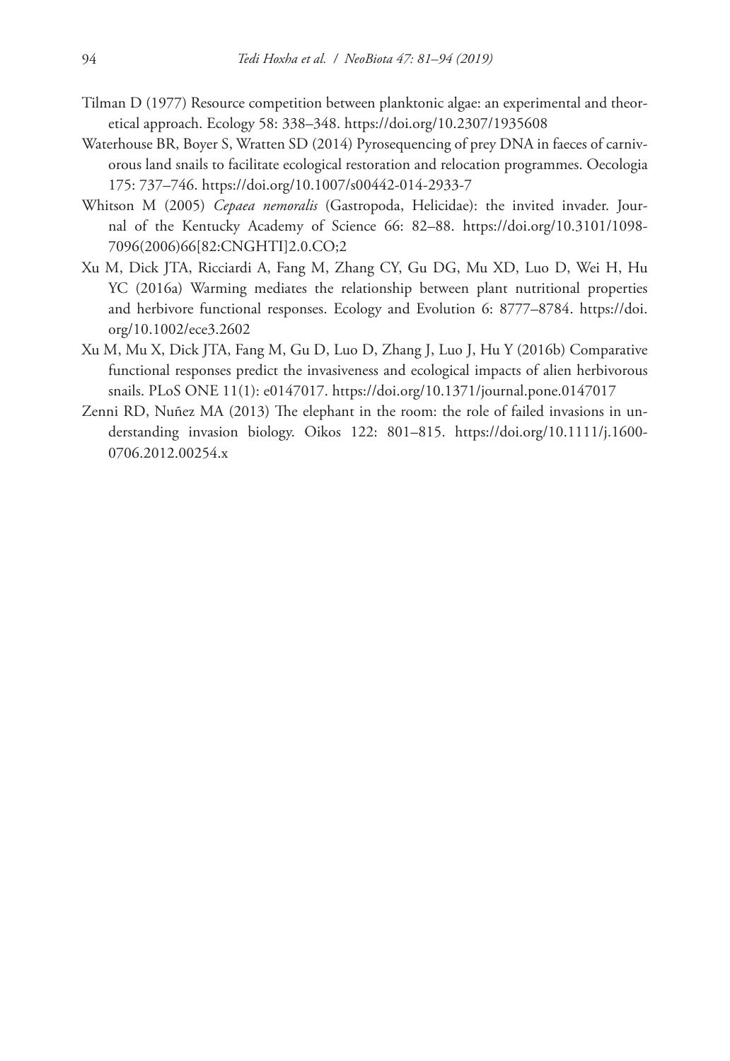Tilman D (1977) Resource competition between planktonic algae: an experimental and theoretical approach. Ecology 58: 338–348. https://doi.org/10.2307/1935608

Waterhouse BR, Boyer S, Wratten SD (2014) Pyrosequencing of prey DNA in faeces of carnivorous land snails to facilitate ecological restoration and relocation programmes. Oecologia 175: 737–746. https://doi.org/10.1007/s00442-014-2933-7

Whitson M (2005) *Cepaea nemoralis* (Gastropoda, Helicidae): the invited invader. Journal of the Kentucky Academy of Science 66: 82–88. https://doi.org/10.3101/1098-7096(2006)66[82:CNGHTI]2.0.CO;2

Xu M, Dick JTA, Ricciardi A, Fang M, Zhang CY, Gu DG, Mu XD, Luo D, Wei H, Hu YC (2016a) Warming mediates the relationship between plant nutritional properties and herbivore functional responses. Ecology and Evolution 6: 8777–8784. https://doi.org/10.1002/ece3.2602

Xu M, Mu X, Dick JTA, Fang M, Gu D, Luo D, Zhang J, Luo J, Hu Y (2016b) Comparative functional responses predict the invasiveness and ecological impacts of alien herbivorous snails. PLoS ONE 11(1): e0147017. https://doi.org/10.1371/journal.pone.0147017

Zenni RD, Nuñez MA (2013) The elephant in the room: the role of failed invasions in understanding invasion biology. Oikos 122: 801–815. https://doi.org/10.1111/j.1600-0706.2012.00254.x